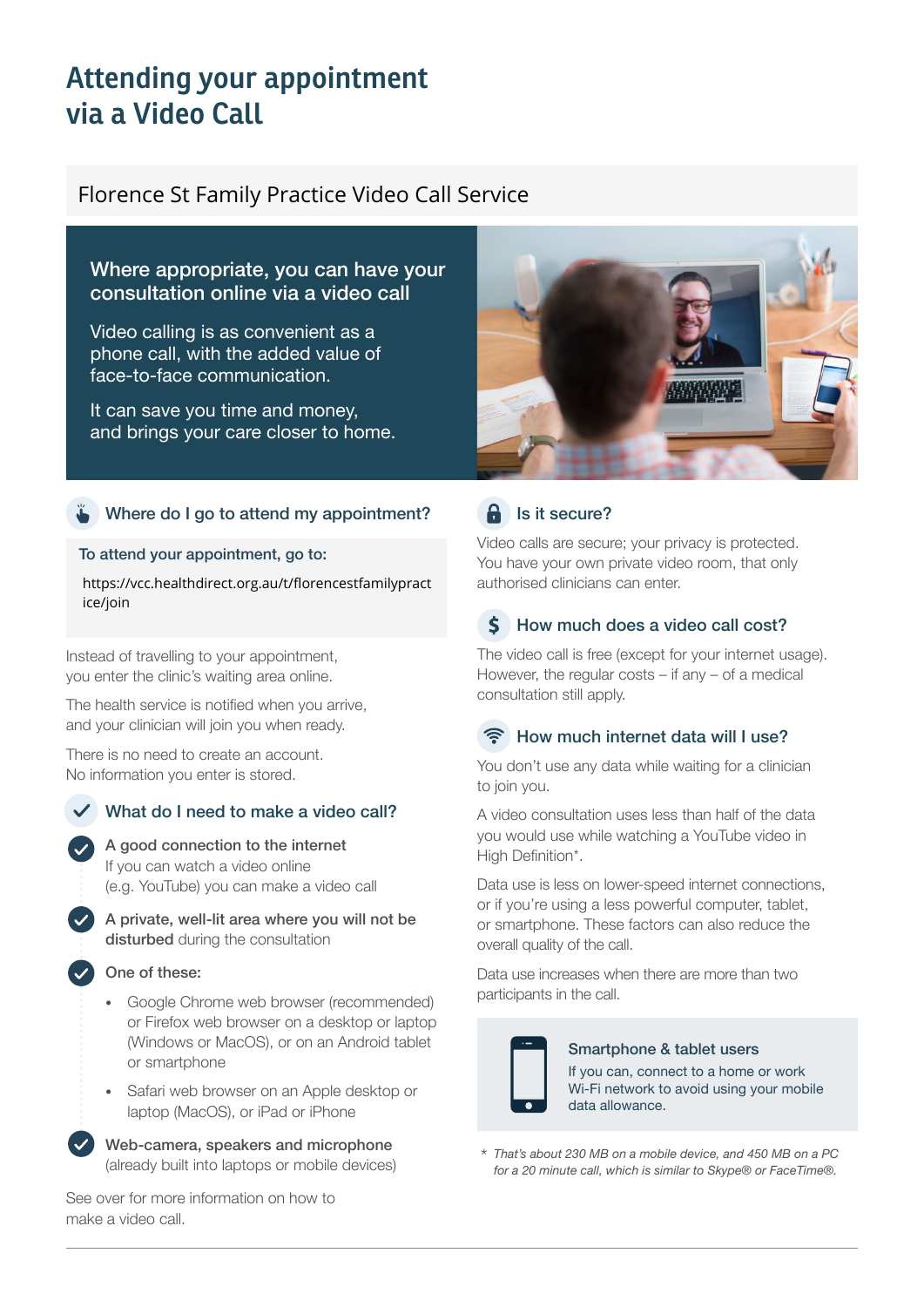# Attending your appointment via a Video Call

## Florence St Family Practice Video Call Service

### Where appropriate, you can have your consultation online via a video call

Video calling is as convenient as a phone call, with the added value of face-to-face communication.

It can save you time and money, and brings your care closer to home.

### Where do I go to attend my appointment?

**To attend your appointment, go to:**

https://vcc.healthdirect.org.au/t/florencestfamilypractice/join

Instead of travelling to your appointment, you enter the clinic's waiting area online.

The health service is notified when you arrive, and your clinician will join you when ready.

There is no need to create an account. No information you enter is stored.

### What do I need to make a video call?

- **A good connection to the internet**
  If you can watch a video online (e.g. YouTube) you can make a video call
- **A private, well-lit area where you will not be disturbed** during the consultation
- **One of these:**
  - Google Chrome web browser (recommended) or Firefox web browser on a desktop or laptop (Windows or MacOS), or on an Android tablet or smartphone
  - Safari web browser on an Apple desktop or laptop (MacOS), or iPad or iPhone
- **Web-camera, speakers and microphone** (already built into laptops or mobile devices)

See over for more information on how to make a video call.

### Is it secure?

Video calls are secure; your privacy is protected. You have your own private video room, that only authorised clinicians can enter.

### How much does a video call cost?

The video call is free (except for your internet usage). However, the regular costs – if any – of a medical consultation still apply.

### How much internet data will I use?

You don't use any data while waiting for a clinician to join you.

A video consultation uses less than half of the data you would use while watching a YouTube video in High Definition*.

Data use is less on lower-speed internet connections, or if you're using a less powerful computer, tablet, or smartphone. These factors can also reduce the overall quality of the call.

Data use increases when there are more than two participants in the call.

**Smartphone & tablet users**

If you can, connect to a home or work Wi-Fi network to avoid using your mobile data allowance.

* *That's about 230 MB on a mobile device, and 450 MB on a PC for a 20 minute call, which is similar to Skype® or FaceTime®.*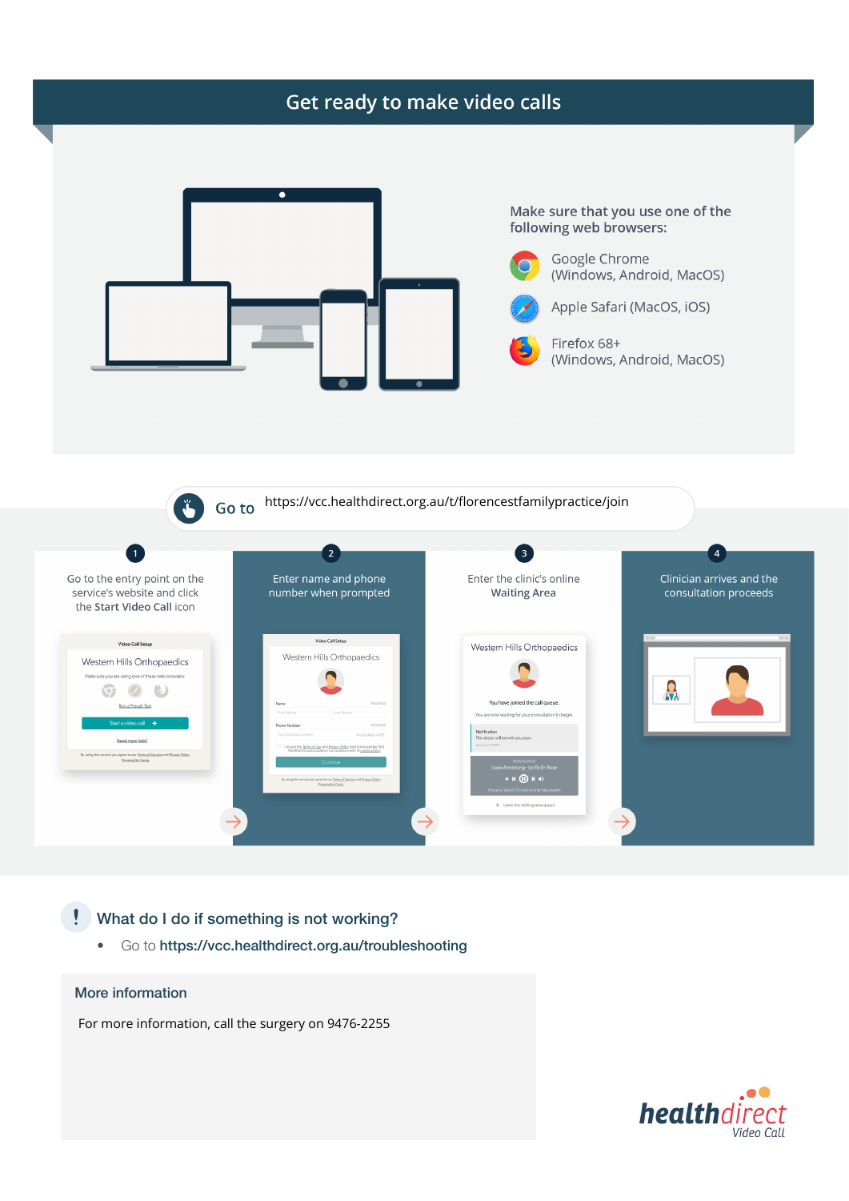# Get ready to make video calls

Make sure that you use one of the following web browsers:

- Google Chrome (Windows, Android, MacOS)
- Apple Safari (MacOS, iOS)
- Firefox 68+ (Windows, Android, MacOS)

Go to https://vcc.healthdirect.org.au/t/florencestfamilypractice/join

1. Go to the entry point on the service's website and click the **Start Video Call** icon
2. Enter name and phone number when prompted
3. Enter the clinic's online **Waiting Area**
4. Clinician arrives and the consultation proceeds

## What do I do if something is not working?

- Go to **https://vcc.healthdirect.org.au/troubleshooting**

## More information

For more information, call the surgery on 9476-2255

healthdirect Video Call